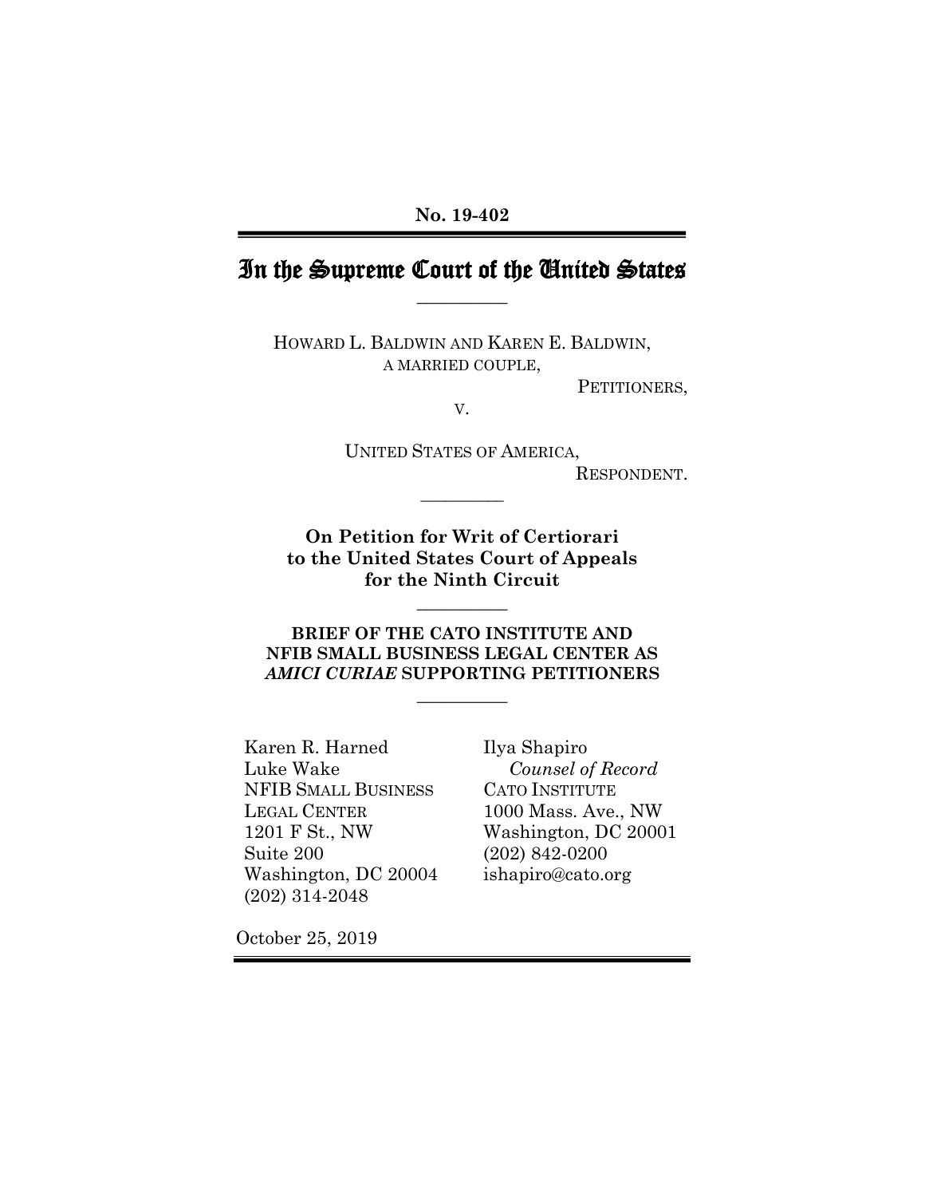**No. 19-402**

# In the Supreme Court of the United States

HOWARD L. BALDWIN AND KAREN E. BALDWIN,
A MARRIED COUPLE,

PETITIONERS,

V.

UNITED STATES OF AMERICA,

RESPONDENT.

**On Petition for Writ of Certiorari to the United States Court of Appeals for the Ninth Circuit**

**BRIEF OF THE CATO INSTITUTE AND NFIB SMALL BUSINESS LEGAL CENTER AS *AMICI CURIAE* SUPPORTING PETITIONERS**

Karen R. Harned
Luke Wake
NFIB SMALL BUSINESS LEGAL CENTER
1201 F St., NW
Suite 200
Washington, DC 20004
(202) 314-2048

Ilya Shapiro
*Counsel of Record*
CATO INSTITUTE
1000 Mass. Ave., NW
Washington, DC 20001
(202) 842-0200
ishapiro@cato.org

October 25, 2019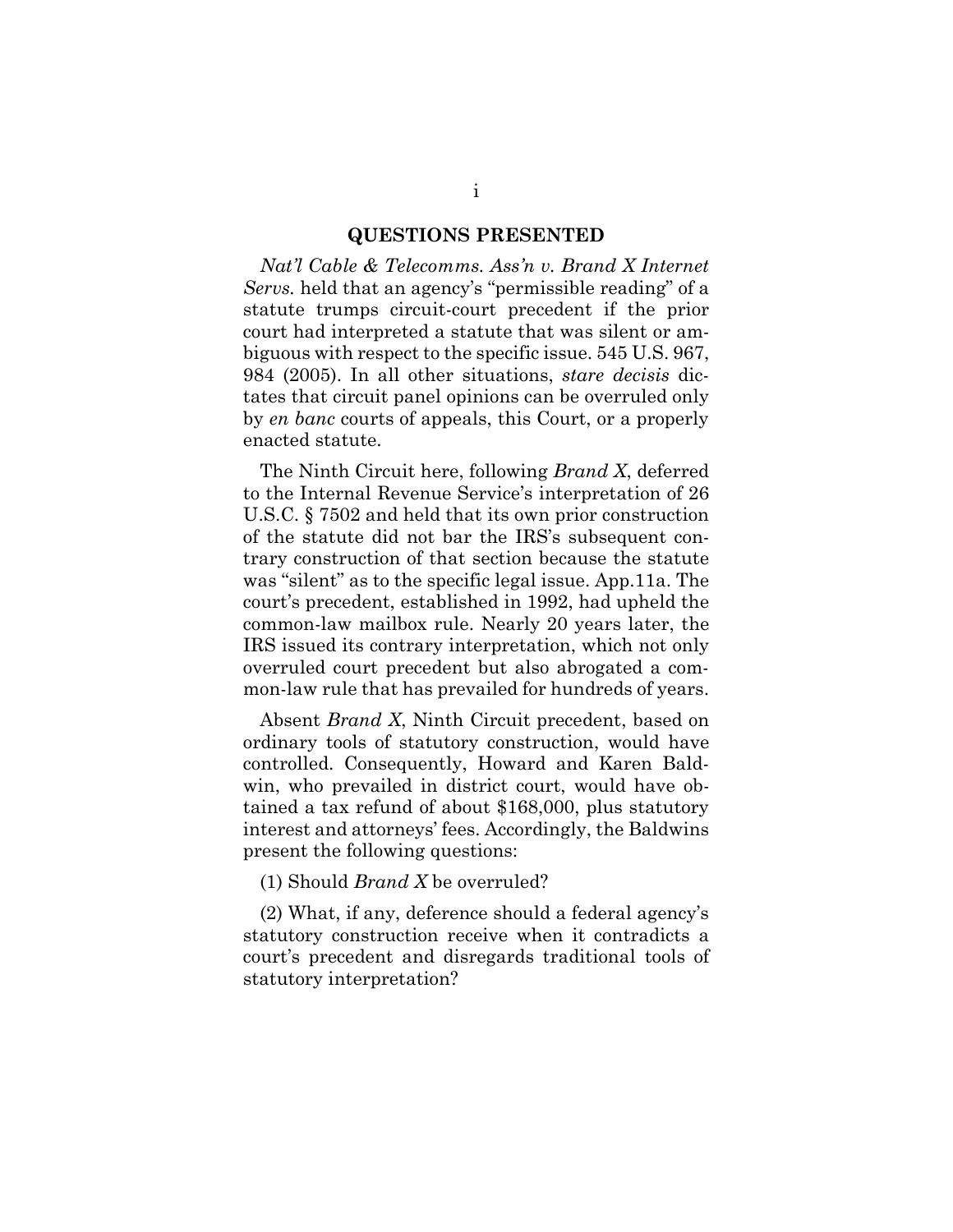## QUESTIONS PRESENTED

*Nat'l Cable & Telecomms. Ass'n v. Brand X Internet Servs.* held that an agency's "permissible reading" of a statute trumps circuit-court precedent if the prior court had interpreted a statute that was silent or ambiguous with respect to the specific issue. 545 U.S. 967, 984 (2005). In all other situations, *stare decisis* dictates that circuit panel opinions can be overruled only by *en banc* courts of appeals, this Court, or a properly enacted statute.

The Ninth Circuit here, following *Brand X*, deferred to the Internal Revenue Service's interpretation of 26 U.S.C. § 7502 and held that its own prior construction of the statute did not bar the IRS's subsequent contrary construction of that section because the statute was "silent" as to the specific legal issue. App.11a. The court's precedent, established in 1992, had upheld the common-law mailbox rule. Nearly 20 years later, the IRS issued its contrary interpretation, which not only overruled court precedent but also abrogated a common-law rule that has prevailed for hundreds of years.

Absent *Brand X*, Ninth Circuit precedent, based on ordinary tools of statutory construction, would have controlled. Consequently, Howard and Karen Baldwin, who prevailed in district court, would have obtained a tax refund of about $168,000, plus statutory interest and attorneys' fees. Accordingly, the Baldwins present the following questions:

(1) Should *Brand X* be overruled?

(2) What, if any, deference should a federal agency's statutory construction receive when it contradicts a court's precedent and disregards traditional tools of statutory interpretation?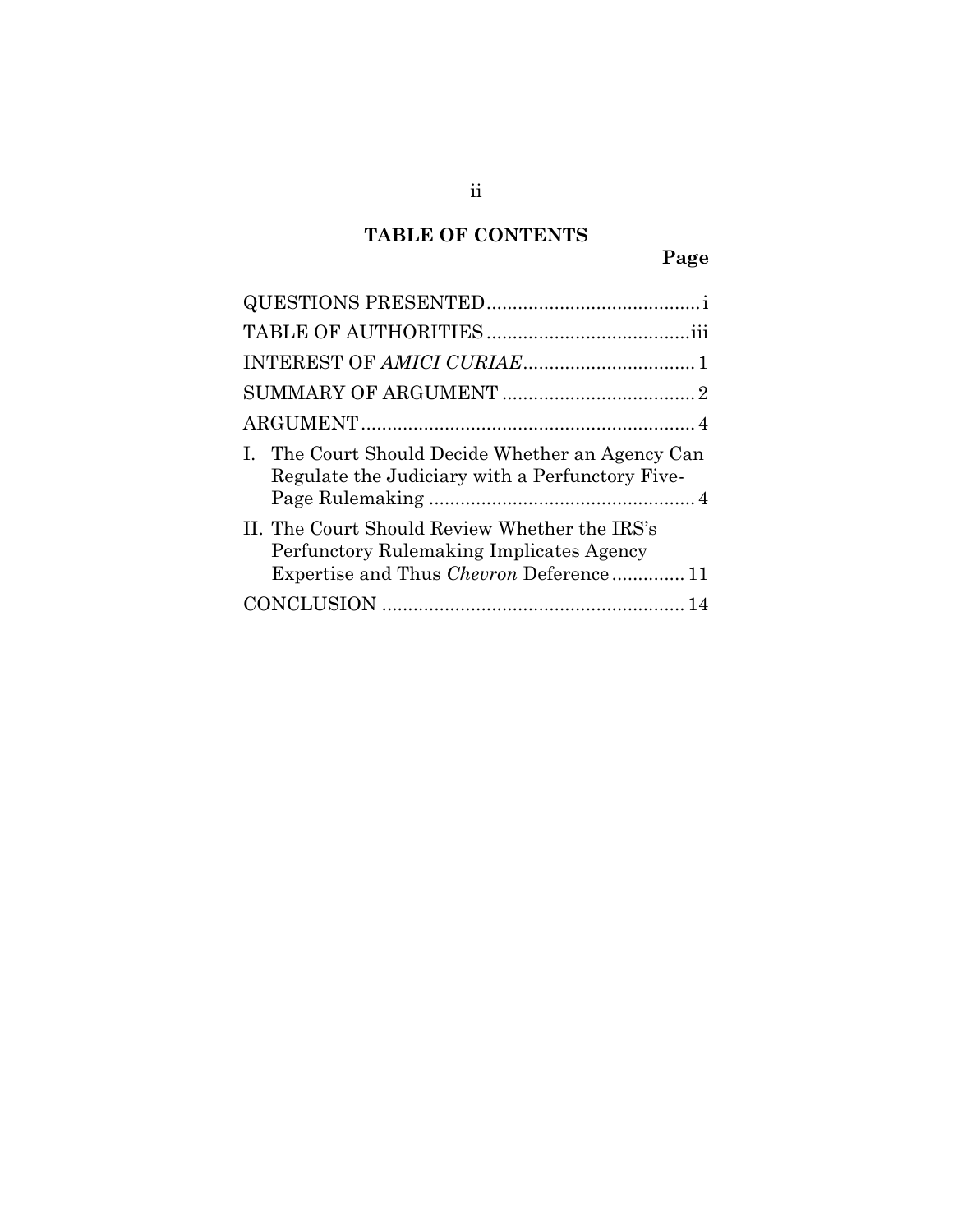## TABLE OF CONTENTS

| | Page |
|---|---|
| QUESTIONS PRESENTED | i |
| TABLE OF AUTHORITIES | iii |
| INTEREST OF *AMICI CURIAE* | 1 |
| SUMMARY OF ARGUMENT | 2 |
| ARGUMENT | 4 |
| I. The Court Should Decide Whether an Agency Can Regulate the Judiciary with a Perfunctory Five-Page Rulemaking | 4 |
| II. The Court Should Review Whether the IRS's Perfunctory Rulemaking Implicates Agency Expertise and Thus *Chevron* Deference | 11 |
| CONCLUSION | 14 |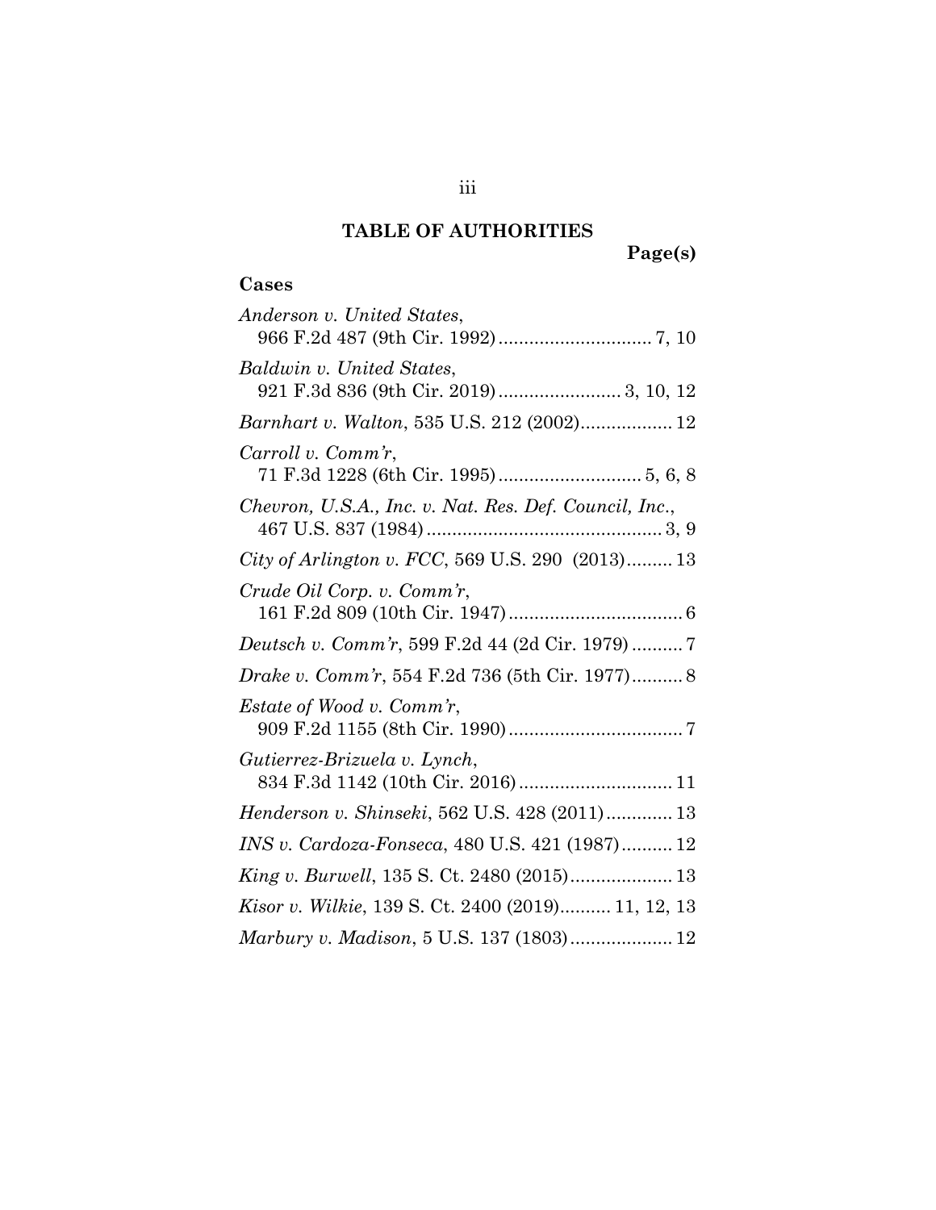# TABLE OF AUTHORITIES

**Page(s)**

## Cases

*Anderson v. United States*, 966 F.2d 487 (9th Cir. 1992) .............................. 7, 10

*Baldwin v. United States*, 921 F.3d 836 (9th Cir. 2019) ........................ 3, 10, 12

*Barnhart v. Walton*, 535 U.S. 212 (2002) .................. 12

*Carroll v. Comm'r*, 71 F.3d 1228 (6th Cir. 1995) ............................ 5, 6, 8

*Chevron, U.S.A., Inc. v. Nat. Res. Def. Council, Inc.*, 467 U.S. 837 (1984) .............................................. 3, 9

*City of Arlington v. FCC*, 569 U.S. 290 (2013) ......... 13

*Crude Oil Corp. v. Comm'r*, 161 F.2d 809 (10th Cir. 1947) .................................. 6

*Deutsch v. Comm'r*, 599 F.2d 44 (2d Cir. 1979) .......... 7

*Drake v. Comm'r*, 554 F.2d 736 (5th Cir. 1977) .......... 8

*Estate of Wood v. Comm'r*, 909 F.2d 1155 (8th Cir. 1990) .................................. 7

*Gutierrez-Brizuela v. Lynch*, 834 F.3d 1142 (10th Cir. 2016) .............................. 11

*Henderson v. Shinseki*, 562 U.S. 428 (2011) ............. 13

*INS v. Cardoza-Fonseca*, 480 U.S. 421 (1987) .......... 12

*King v. Burwell*, 135 S. Ct. 2480 (2015) .................... 13

*Kisor v. Wilkie*, 139 S. Ct. 2400 (2019) .......... 11, 12, 13

*Marbury v. Madison*, 5 U.S. 137 (1803) .................... 12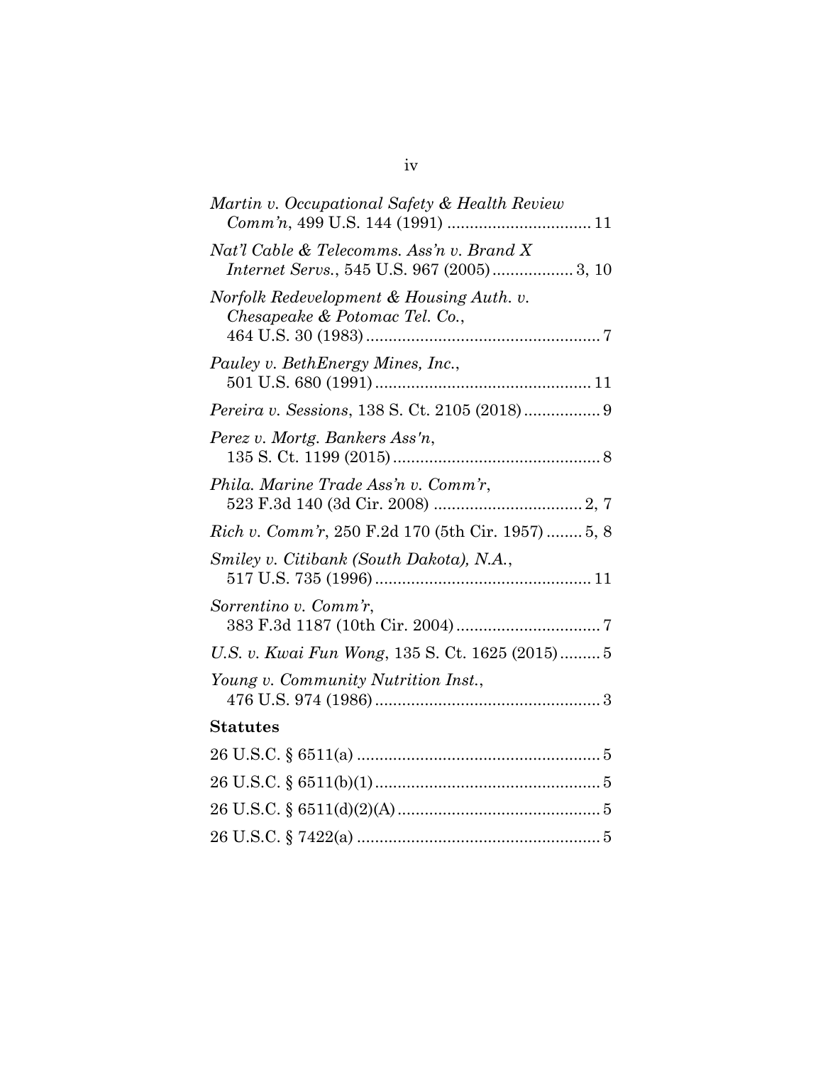*Martin v. Occupational Safety & Health Review Comm'n*, 499 U.S. 144 (1991) ................................ 11

*Nat'l Cable & Telecomms. Ass'n v. Brand X Internet Servs.*, 545 U.S. 967 (2005) .................. 3, 10

*Norfolk Redevelopment & Housing Auth. v. Chesapeake & Potomac Tel. Co.*, 464 U.S. 30 (1983) .................................................... 7

*Pauley v. BethEnergy Mines, Inc.*, 501 U.S. 680 (1991) ................................................ 11

*Pereira v. Sessions*, 138 S. Ct. 2105 (2018) ................. 9

*Perez v. Mortg. Bankers Ass'n*, 135 S. Ct. 1199 (2015) .............................................. 8

*Phila. Marine Trade Ass'n v. Comm'r*, 523 F.3d 140 (3d Cir. 2008) ................................. 2, 7

*Rich v. Comm'r*, 250 F.2d 170 (5th Cir. 1957) ........ 5, 8

*Smiley v. Citibank (South Dakota), N.A.*, 517 U.S. 735 (1996) ................................................ 11

*Sorrentino v. Comm'r*, 383 F.3d 1187 (10th Cir. 2004) ................................ 7

*U.S. v. Kwai Fun Wong*, 135 S. Ct. 1625 (2015) ......... 5

*Young v. Community Nutrition Inst.*, 476 U.S. 974 (1986) .................................................. 3

**Statutes**

26 U.S.C. § 6511(a) ...................................................... 5

26 U.S.C. § 6511(b)(1) .................................................. 5

26 U.S.C. § 6511(d)(2)(A) ............................................. 5

26 U.S.C. § 7422(a) ...................................................... 5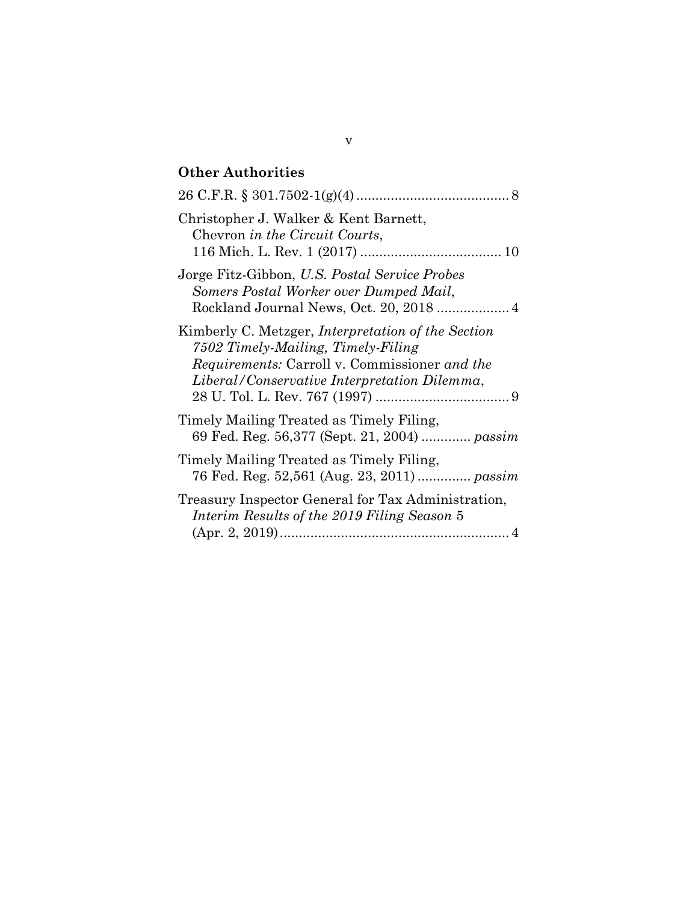## Other Authorities

26 C.F.R. § 301.7502-1(g)(4) ........................................ 8

Christopher J. Walker & Kent Barnett, *Chevron in the Circuit Courts*, 116 Mich. L. Rev. 1 (2017) ..................................... 10

Jorge Fitz-Gibbon, *U.S. Postal Service Probes Somers Postal Worker over Dumped Mail*, Rockland Journal News, Oct. 20, 2018 ................... 4

Kimberly C. Metzger, *Interpretation of the Section 7502 Timely-Mailing, Timely-Filing Requirements:* Carroll v. Commissioner *and the Liberal/Conservative Interpretation Dilemma*, 28 U. Tol. L. Rev. 767 (1997) ................................... 9

Timely Mailing Treated as Timely Filing, 69 Fed. Reg. 56,377 (Sept. 21, 2004) ............. *passim*

Timely Mailing Treated as Timely Filing, 76 Fed. Reg. 52,561 (Aug. 23, 2011) .............. *passim*

Treasury Inspector General for Tax Administration, *Interim Results of the 2019 Filing Season* 5 (Apr. 2, 2019)............................................................ 4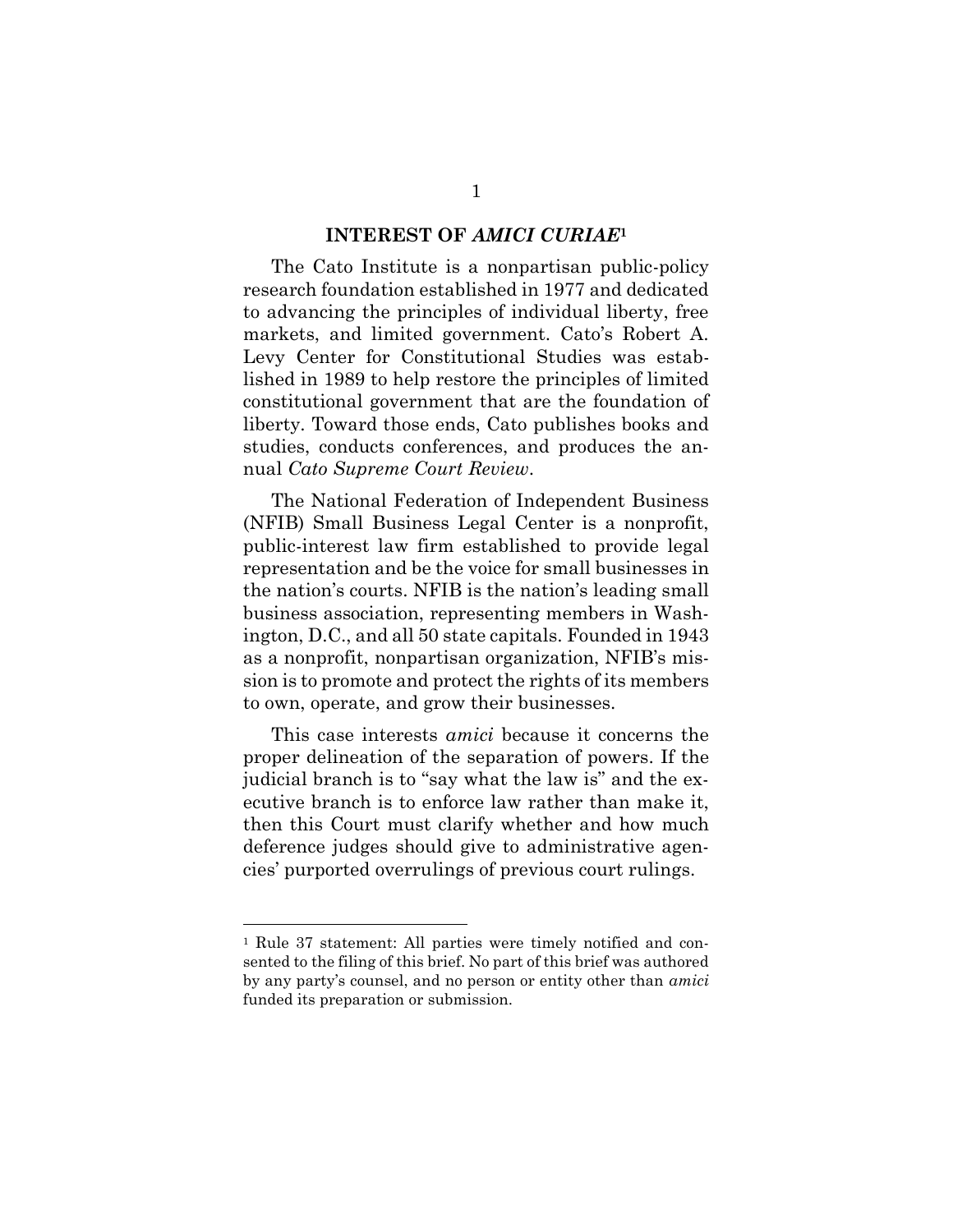## INTEREST OF *AMICI CURIAE*[1]

The Cato Institute is a nonpartisan public-policy research foundation established in 1977 and dedicated to advancing the principles of individual liberty, free markets, and limited government. Cato's Robert A. Levy Center for Constitutional Studies was established in 1989 to help restore the principles of limited constitutional government that are the foundation of liberty. Toward those ends, Cato publishes books and studies, conducts conferences, and produces the annual *Cato Supreme Court Review*.

The National Federation of Independent Business (NFIB) Small Business Legal Center is a nonprofit, public-interest law firm established to provide legal representation and be the voice for small businesses in the nation's courts. NFIB is the nation's leading small business association, representing members in Washington, D.C., and all 50 state capitals. Founded in 1943 as a nonprofit, nonpartisan organization, NFIB's mission is to promote and protect the rights of its members to own, operate, and grow their businesses.

This case interests *amici* because it concerns the proper delineation of the separation of powers. If the judicial branch is to "say what the law is" and the executive branch is to enforce law rather than make it, then this Court must clarify whether and how much deference judges should give to administrative agencies' purported overrulings of previous court rulings.

---

[1] Rule 37 statement: All parties were timely notified and consented to the filing of this brief. No part of this brief was authored by any party's counsel, and no person or entity other than *amici* funded its preparation or submission.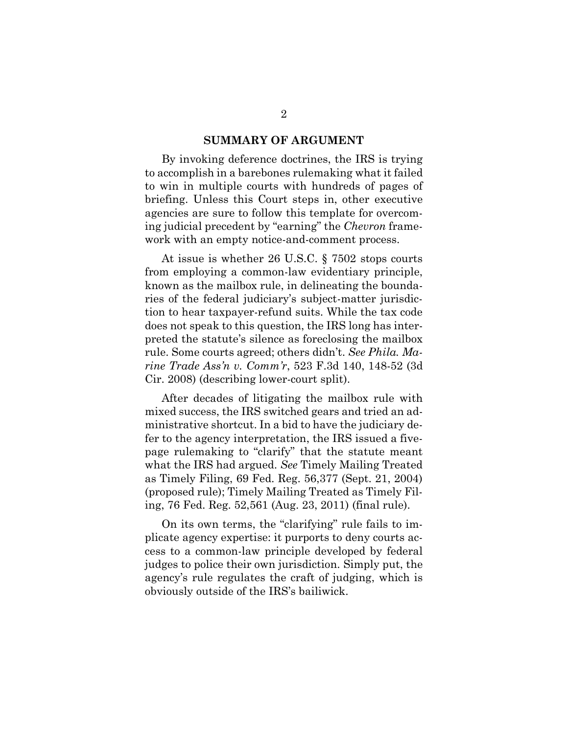## SUMMARY OF ARGUMENT

By invoking deference doctrines, the IRS is trying to accomplish in a barebones rulemaking what it failed to win in multiple courts with hundreds of pages of briefing. Unless this Court steps in, other executive agencies are sure to follow this template for overcoming judicial precedent by "earning" the *Chevron* framework with an empty notice-and-comment process.

At issue is whether 26 U.S.C. § 7502 stops courts from employing a common-law evidentiary principle, known as the mailbox rule, in delineating the boundaries of the federal judiciary's subject-matter jurisdiction to hear taxpayer-refund suits. While the tax code does not speak to this question, the IRS long has interpreted the statute's silence as foreclosing the mailbox rule. Some courts agreed; others didn't. *See Phila. Marine Trade Ass'n v. Comm'r*, 523 F.3d 140, 148-52 (3d Cir. 2008) (describing lower-court split).

After decades of litigating the mailbox rule with mixed success, the IRS switched gears and tried an administrative shortcut. In a bid to have the judiciary defer to the agency interpretation, the IRS issued a five-page rulemaking to "clarify" that the statute meant what the IRS had argued. *See* Timely Mailing Treated as Timely Filing, 69 Fed. Reg. 56,377 (Sept. 21, 2004) (proposed rule); Timely Mailing Treated as Timely Filing, 76 Fed. Reg. 52,561 (Aug. 23, 2011) (final rule).

On its own terms, the "clarifying" rule fails to implicate agency expertise: it purports to deny courts access to a common-law principle developed by federal judges to police their own jurisdiction. Simply put, the agency's rule regulates the craft of judging, which is obviously outside of the IRS's bailiwick.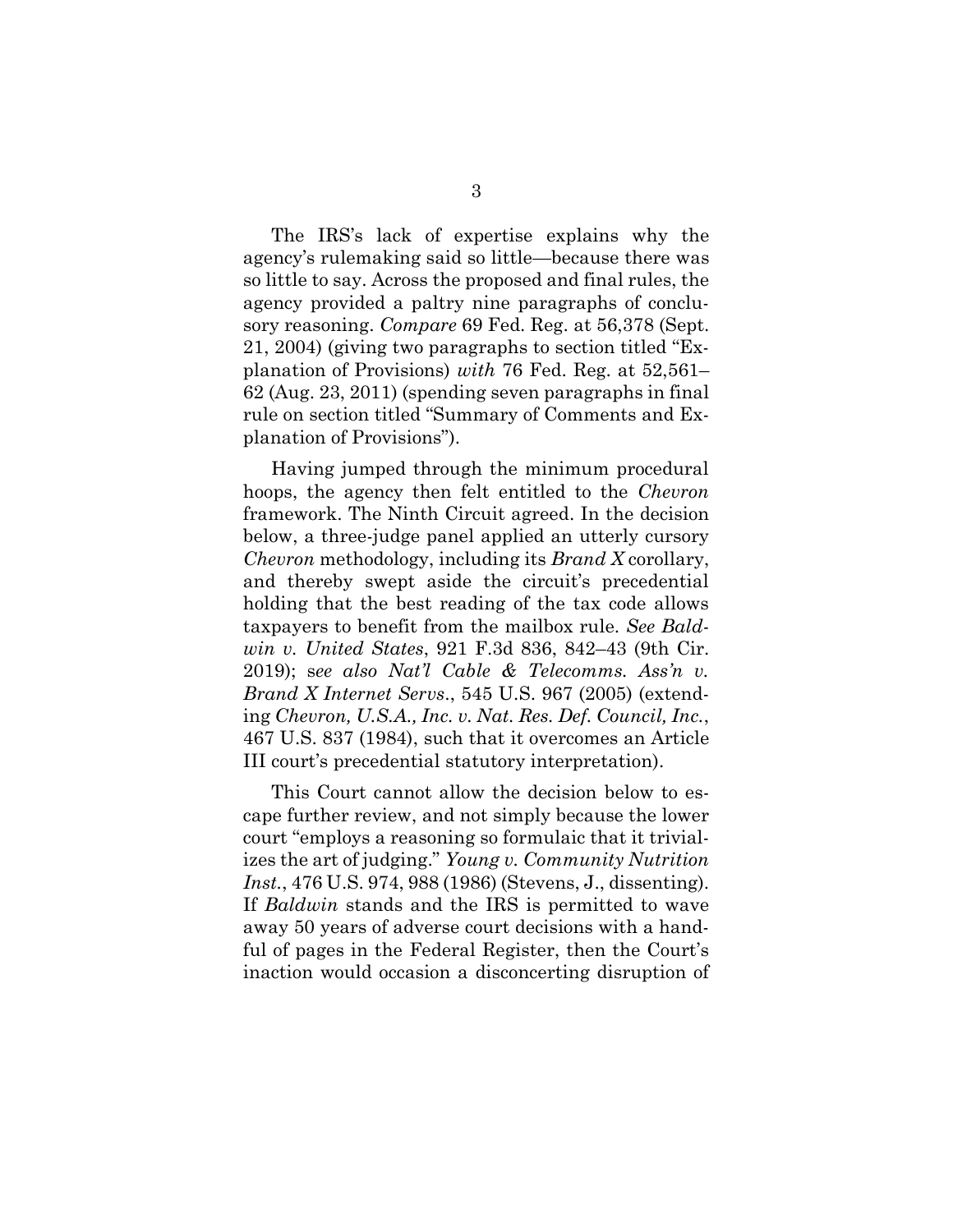The IRS's lack of expertise explains why the agency's rulemaking said so little—because there was so little to say. Across the proposed and final rules, the agency provided a paltry nine paragraphs of conclusory reasoning. *Compare* 69 Fed. Reg. at 56,378 (Sept. 21, 2004) (giving two paragraphs to section titled "Explanation of Provisions) *with* 76 Fed. Reg. at 52,561–62 (Aug. 23, 2011) (spending seven paragraphs in final rule on section titled "Summary of Comments and Explanation of Provisions").

Having jumped through the minimum procedural hoops, the agency then felt entitled to the *Chevron* framework. The Ninth Circuit agreed. In the decision below, a three-judge panel applied an utterly cursory *Chevron* methodology, including its *Brand X* corollary, and thereby swept aside the circuit's precedential holding that the best reading of the tax code allows taxpayers to benefit from the mailbox rule. *See Baldwin v. United States*, 921 F.3d 836, 842–43 (9th Cir. 2019); s*ee also Nat'l Cable & Telecomms. Ass'n v. Brand X Internet Servs*., 545 U.S. 967 (2005) (extending *Chevron, U.S.A., Inc. v. Nat. Res. Def. Council, Inc.*, 467 U.S. 837 (1984), such that it overcomes an Article III court's precedential statutory interpretation).

This Court cannot allow the decision below to escape further review, and not simply because the lower court "employs a reasoning so formulaic that it trivializes the art of judging." *Young v. Community Nutrition Inst.*, 476 U.S. 974, 988 (1986) (Stevens, J., dissenting). If *Baldwin* stands and the IRS is permitted to wave away 50 years of adverse court decisions with a handful of pages in the Federal Register, then the Court's inaction would occasion a disconcerting disruption of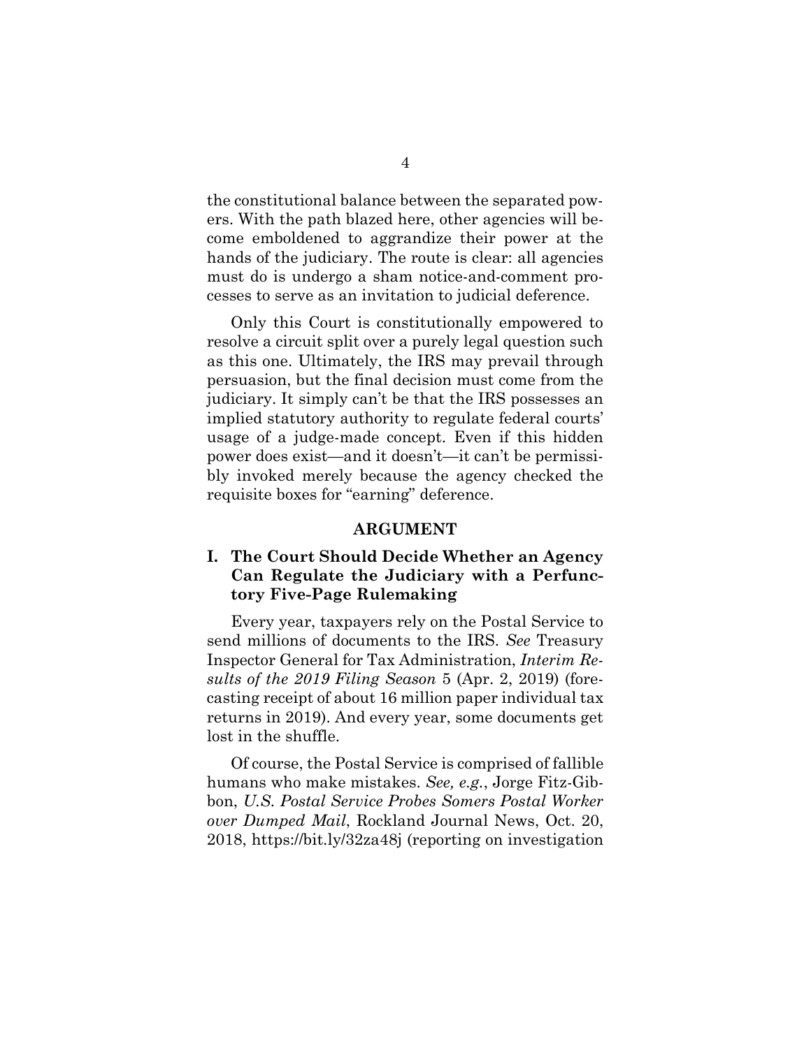the constitutional balance between the separated powers. With the path blazed here, other agencies will become emboldened to aggrandize their power at the hands of the judiciary. The route is clear: all agencies must do is undergo a sham notice-and-comment processes to serve as an invitation to judicial deference.

Only this Court is constitutionally empowered to resolve a circuit split over a purely legal question such as this one. Ultimately, the IRS may prevail through persuasion, but the final decision must come from the judiciary. It simply can't be that the IRS possesses an implied statutory authority to regulate federal courts' usage of a judge-made concept. Even if this hidden power does exist—and it doesn't—it can't be permissibly invoked merely because the agency checked the requisite boxes for "earning" deference.

## ARGUMENT

### I. The Court Should Decide Whether an Agency Can Regulate the Judiciary with a Perfunctory Five-Page Rulemaking

Every year, taxpayers rely on the Postal Service to send millions of documents to the IRS. *See* Treasury Inspector General for Tax Administration, *Interim Results of the 2019 Filing Season* 5 (Apr. 2, 2019) (forecasting receipt of about 16 million paper individual tax returns in 2019). And every year, some documents get lost in the shuffle.

Of course, the Postal Service is comprised of fallible humans who make mistakes. *See, e.g.*, Jorge Fitz-Gibbon, *U.S. Postal Service Probes Somers Postal Worker over Dumped Mail*, Rockland Journal News, Oct. 20, 2018, https://bit.ly/32za48j (reporting on investigation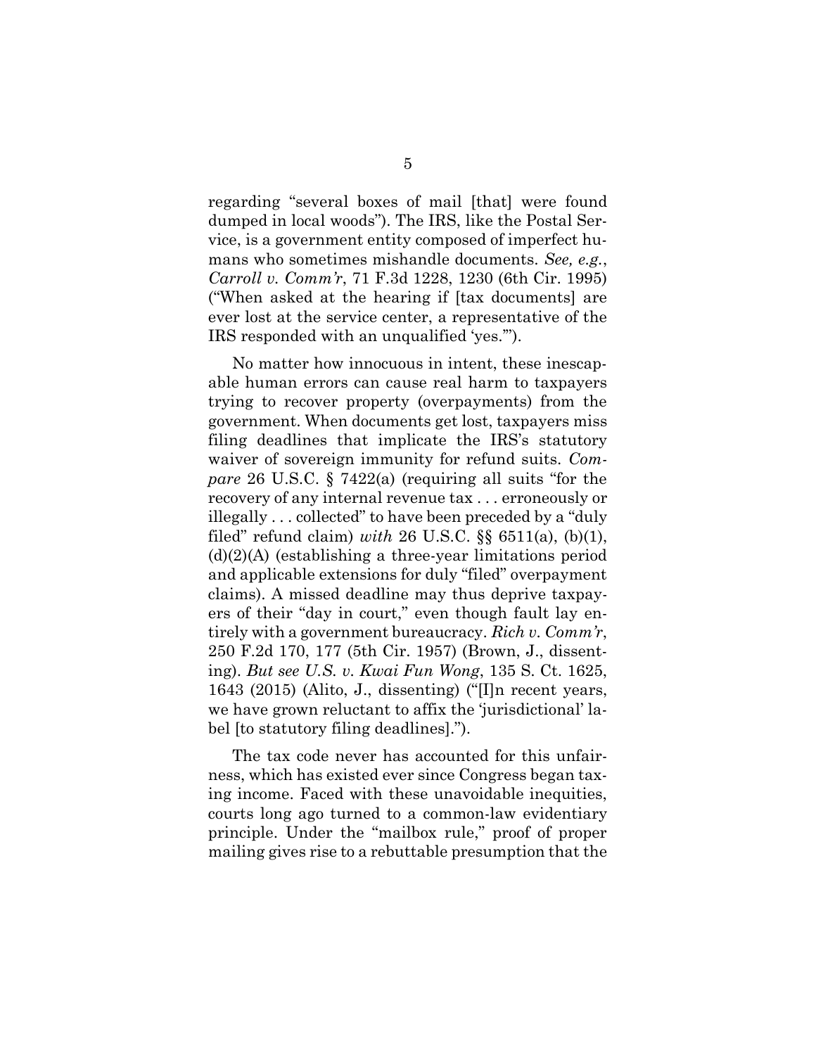regarding "several boxes of mail [that] were found dumped in local woods"). The IRS, like the Postal Service, is a government entity composed of imperfect humans who sometimes mishandle documents. *See, e.g.*, *Carroll v. Comm'r*, 71 F.3d 1228, 1230 (6th Cir. 1995) ("When asked at the hearing if [tax documents] are ever lost at the service center, a representative of the IRS responded with an unqualified 'yes.'").

No matter how innocuous in intent, these inescapable human errors can cause real harm to taxpayers trying to recover property (overpayments) from the government. When documents get lost, taxpayers miss filing deadlines that implicate the IRS's statutory waiver of sovereign immunity for refund suits. *Compare* 26 U.S.C. § 7422(a) (requiring all suits "for the recovery of any internal revenue tax . . . erroneously or illegally . . . collected" to have been preceded by a "duly filed" refund claim) *with* 26 U.S.C. §§ 6511(a), (b)(1), (d)(2)(A) (establishing a three-year limitations period and applicable extensions for duly "filed" overpayment claims). A missed deadline may thus deprive taxpayers of their "day in court," even though fault lay entirely with a government bureaucracy. *Rich v. Comm'r*, 250 F.2d 170, 177 (5th Cir. 1957) (Brown, J., dissenting). *But see U.S. v. Kwai Fun Wong*, 135 S. Ct. 1625, 1643 (2015) (Alito, J., dissenting) ("[I]n recent years, we have grown reluctant to affix the 'jurisdictional' label [to statutory filing deadlines].").

The tax code never has accounted for this unfairness, which has existed ever since Congress began taxing income. Faced with these unavoidable inequities, courts long ago turned to a common-law evidentiary principle. Under the "mailbox rule," proof of proper mailing gives rise to a rebuttable presumption that the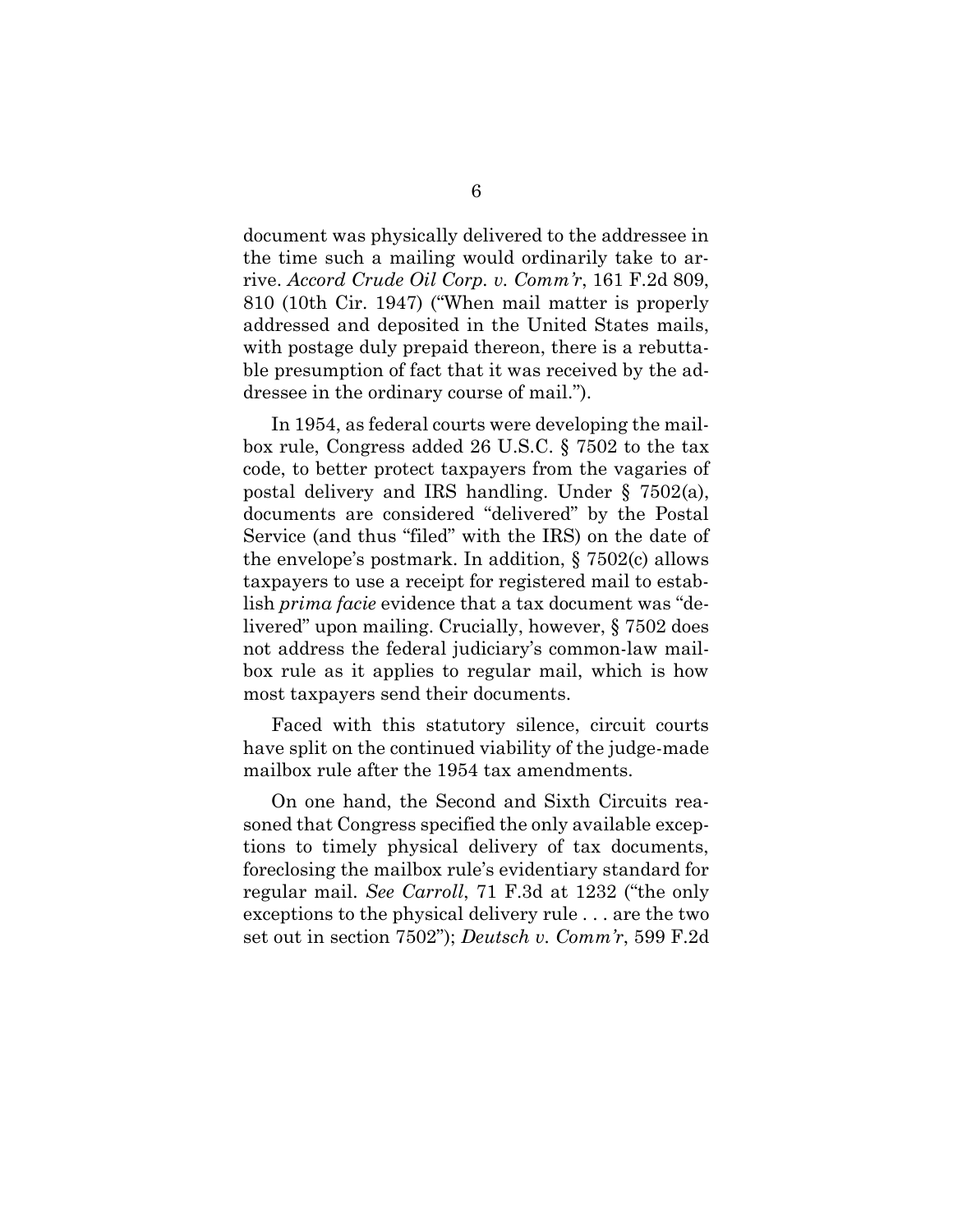document was physically delivered to the addressee in the time such a mailing would ordinarily take to arrive. *Accord Crude Oil Corp. v. Comm'r*, 161 F.2d 809, 810 (10th Cir. 1947) ("When mail matter is properly addressed and deposited in the United States mails, with postage duly prepaid thereon, there is a rebuttable presumption of fact that it was received by the addressee in the ordinary course of mail.").

In 1954, as federal courts were developing the mailbox rule, Congress added 26 U.S.C. § 7502 to the tax code, to better protect taxpayers from the vagaries of postal delivery and IRS handling. Under § 7502(a), documents are considered "delivered" by the Postal Service (and thus "filed" with the IRS) on the date of the envelope's postmark. In addition, § 7502(c) allows taxpayers to use a receipt for registered mail to establish *prima facie* evidence that a tax document was "delivered" upon mailing. Crucially, however, § 7502 does not address the federal judiciary's common-law mailbox rule as it applies to regular mail, which is how most taxpayers send their documents.

Faced with this statutory silence, circuit courts have split on the continued viability of the judge-made mailbox rule after the 1954 tax amendments.

On one hand, the Second and Sixth Circuits reasoned that Congress specified the only available exceptions to timely physical delivery of tax documents, foreclosing the mailbox rule's evidentiary standard for regular mail. *See Carroll*, 71 F.3d at 1232 ("the only exceptions to the physical delivery rule . . . are the two set out in section 7502"); *Deutsch v. Comm'r*, 599 F.2d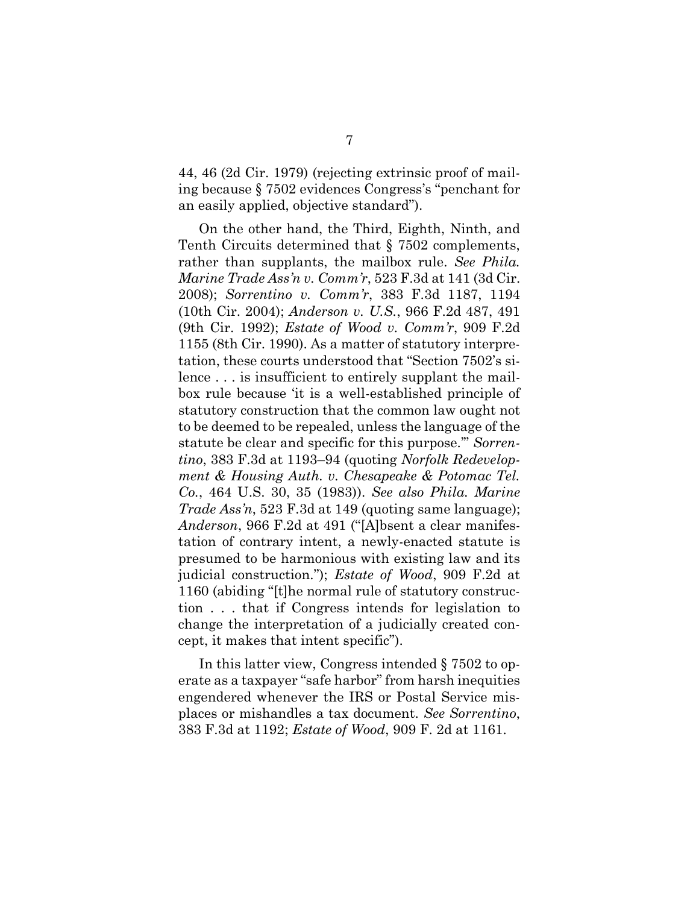44, 46 (2d Cir. 1979) (rejecting extrinsic proof of mailing because § 7502 evidences Congress's "penchant for an easily applied, objective standard").

On the other hand, the Third, Eighth, Ninth, and Tenth Circuits determined that § 7502 complements, rather than supplants, the mailbox rule. *See Phila. Marine Trade Ass'n v. Comm'r*, 523 F.3d at 141 (3d Cir. 2008); *Sorrentino v. Comm'r*, 383 F.3d 1187, 1194 (10th Cir. 2004); *Anderson v. U.S.*, 966 F.2d 487, 491 (9th Cir. 1992); *Estate of Wood v. Comm'r*, 909 F.2d 1155 (8th Cir. 1990). As a matter of statutory interpretation, these courts understood that "Section 7502's silence . . . is insufficient to entirely supplant the mailbox rule because 'it is a well-established principle of statutory construction that the common law ought not to be deemed to be repealed, unless the language of the statute be clear and specific for this purpose.'" *Sorrentino*, 383 F.3d at 1193–94 (quoting *Norfolk Redevelopment & Housing Auth. v. Chesapeake & Potomac Tel. Co.*, 464 U.S. 30, 35 (1983)). *See also Phila. Marine Trade Ass'n*, 523 F.3d at 149 (quoting same language); *Anderson*, 966 F.2d at 491 ("[A]bsent a clear manifestation of contrary intent, a newly-enacted statute is presumed to be harmonious with existing law and its judicial construction."); *Estate of Wood*, 909 F.2d at 1160 (abiding "[t]he normal rule of statutory construction . . . that if Congress intends for legislation to change the interpretation of a judicially created concept, it makes that intent specific").

In this latter view, Congress intended § 7502 to operate as a taxpayer "safe harbor" from harsh inequities engendered whenever the IRS or Postal Service misplaces or mishandles a tax document. *See Sorrentino*, 383 F.3d at 1192; *Estate of Wood*, 909 F. 2d at 1161.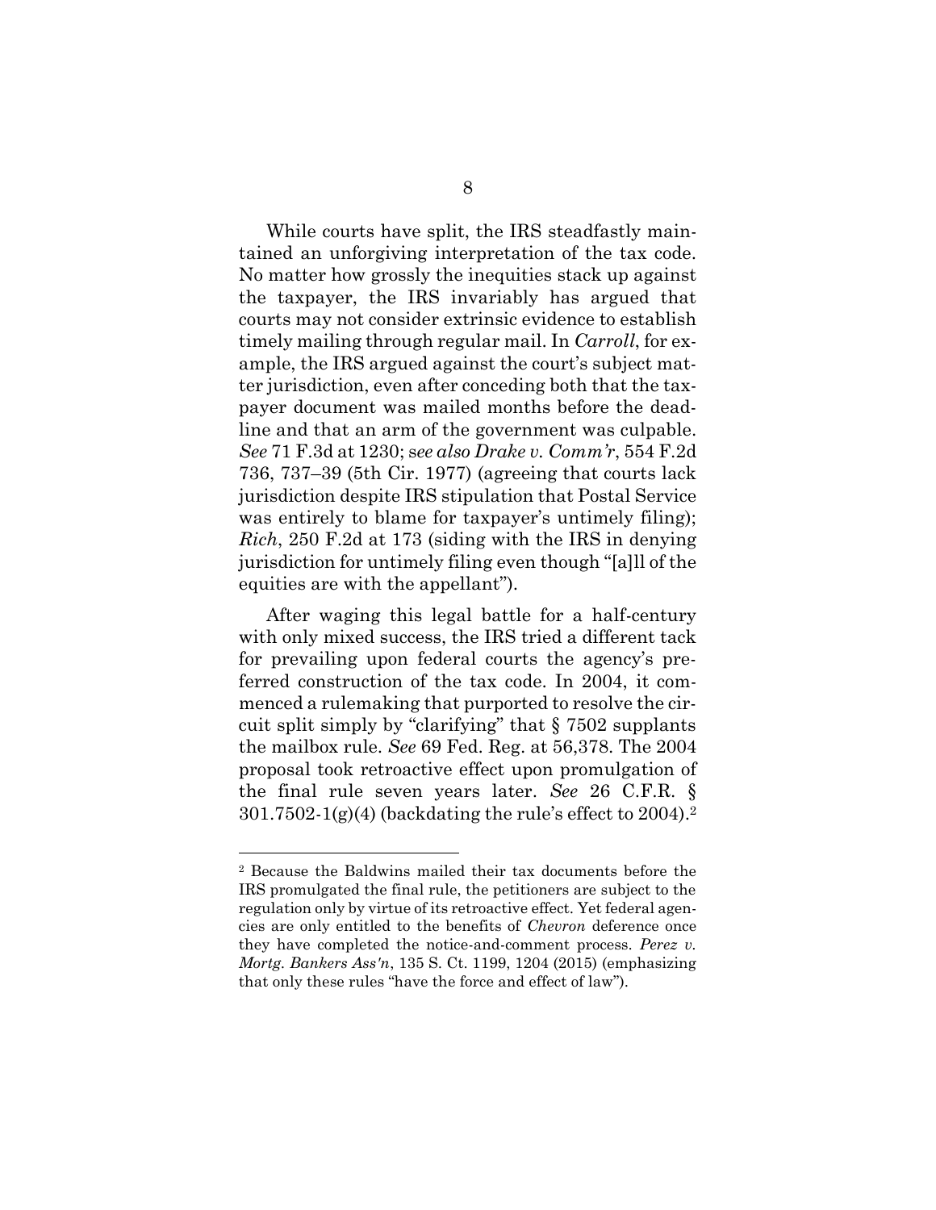While courts have split, the IRS steadfastly maintained an unforgiving interpretation of the tax code. No matter how grossly the inequities stack up against the taxpayer, the IRS invariably has argued that courts may not consider extrinsic evidence to establish timely mailing through regular mail. In *Carroll*, for example, the IRS argued against the court's subject matter jurisdiction, even after conceding both that the taxpayer document was mailed months before the deadline and that an arm of the government was culpable. *See* 71 F.3d at 1230; s*ee also Drake v. Comm'r*, 554 F.2d 736, 737–39 (5th Cir. 1977) (agreeing that courts lack jurisdiction despite IRS stipulation that Postal Service was entirely to blame for taxpayer's untimely filing); *Rich*, 250 F.2d at 173 (siding with the IRS in denying jurisdiction for untimely filing even though "[a]ll of the equities are with the appellant").

After waging this legal battle for a half-century with only mixed success, the IRS tried a different tack for prevailing upon federal courts the agency's preferred construction of the tax code. In 2004, it commenced a rulemaking that purported to resolve the circuit split simply by "clarifying" that § 7502 supplants the mailbox rule. *See* 69 Fed. Reg. at 56,378. The 2004 proposal took retroactive effect upon promulgation of the final rule seven years later. *See* 26 C.F.R. § 301.7502-1(g)(4) (backdating the rule's effect to 2004).[2]

---

[2] Because the Baldwins mailed their tax documents before the IRS promulgated the final rule, the petitioners are subject to the regulation only by virtue of its retroactive effect. Yet federal agencies are only entitled to the benefits of *Chevron* deference once they have completed the notice-and-comment process. *Perez v. Mortg. Bankers Ass'n*, 135 S. Ct. 1199, 1204 (2015) (emphasizing that only these rules "have the force and effect of law").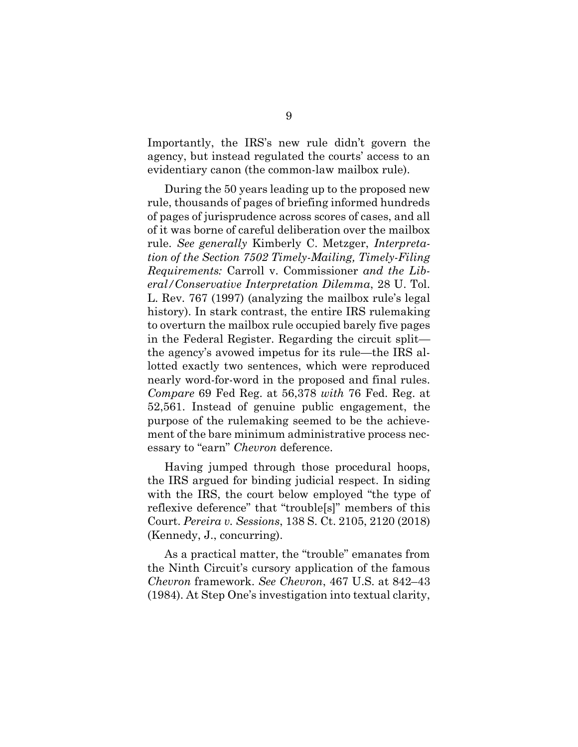Importantly, the IRS's new rule didn't govern the agency, but instead regulated the courts' access to an evidentiary canon (the common-law mailbox rule).

During the 50 years leading up to the proposed new rule, thousands of pages of briefing informed hundreds of pages of jurisprudence across scores of cases, and all of it was borne of careful deliberation over the mailbox rule. *See generally* Kimberly C. Metzger, *Interpretation of the Section 7502 Timely-Mailing, Timely-Filing Requirements:* Carroll v. Commissioner *and the Liberal/Conservative Interpretation Dilemma*, 28 U. Tol. L. Rev. 767 (1997) (analyzing the mailbox rule's legal history). In stark contrast, the entire IRS rulemaking to overturn the mailbox rule occupied barely five pages in the Federal Register. Regarding the circuit split—the agency's avowed impetus for its rule—the IRS allotted exactly two sentences, which were reproduced nearly word-for-word in the proposed and final rules. *Compare* 69 Fed Reg. at 56,378 *with* 76 Fed. Reg. at 52,561. Instead of genuine public engagement, the purpose of the rulemaking seemed to be the achievement of the bare minimum administrative process necessary to "earn" *Chevron* deference.

Having jumped through those procedural hoops, the IRS argued for binding judicial respect. In siding with the IRS, the court below employed "the type of reflexive deference" that "trouble[s]" members of this Court. *Pereira v. Sessions*, 138 S. Ct. 2105, 2120 (2018) (Kennedy, J., concurring).

As a practical matter, the "trouble" emanates from the Ninth Circuit's cursory application of the famous *Chevron* framework. *See Chevron*, 467 U.S. at 842–43 (1984). At Step One's investigation into textual clarity,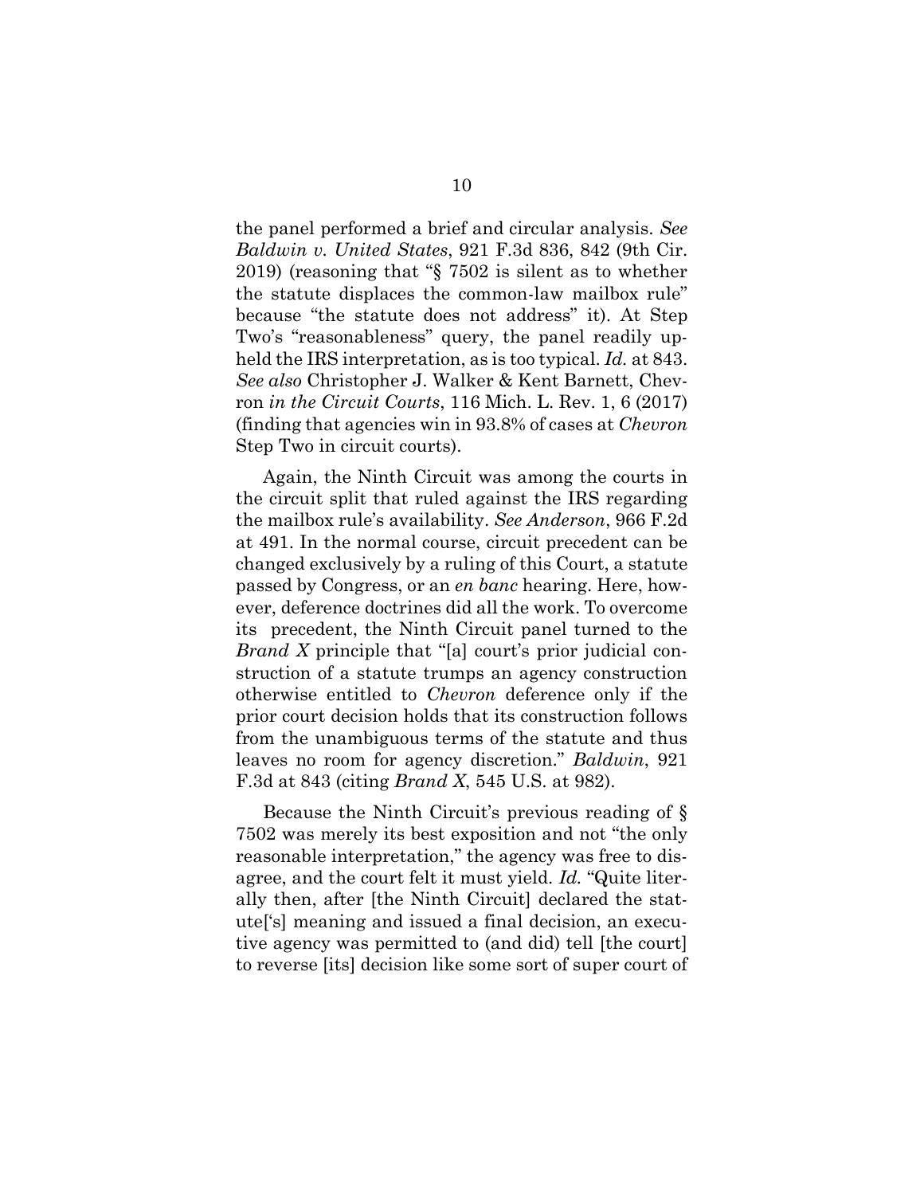the panel performed a brief and circular analysis. *See Baldwin v. United States*, 921 F.3d 836, 842 (9th Cir. 2019) (reasoning that "§ 7502 is silent as to whether the statute displaces the common-law mailbox rule" because "the statute does not address" it). At Step Two's "reasonableness" query, the panel readily upheld the IRS interpretation, as is too typical. *Id.* at 843. *See also* Christopher J. Walker & Kent Barnett, Chevron *in the Circuit Courts*, 116 Mich. L. Rev. 1, 6 (2017) (finding that agencies win in 93.8% of cases at *Chevron* Step Two in circuit courts).

Again, the Ninth Circuit was among the courts in the circuit split that ruled against the IRS regarding the mailbox rule's availability. *See Anderson*, 966 F.2d at 491. In the normal course, circuit precedent can be changed exclusively by a ruling of this Court, a statute passed by Congress, or an *en banc* hearing. Here, however, deference doctrines did all the work. To overcome its precedent, the Ninth Circuit panel turned to the *Brand X* principle that "[a] court's prior judicial construction of a statute trumps an agency construction otherwise entitled to *Chevron* deference only if the prior court decision holds that its construction follows from the unambiguous terms of the statute and thus leaves no room for agency discretion." *Baldwin*, 921 F.3d at 843 (citing *Brand X*, 545 U.S. at 982).

Because the Ninth Circuit's previous reading of § 7502 was merely its best exposition and not "the only reasonable interpretation," the agency was free to disagree, and the court felt it must yield. *Id.* "Quite literally then, after [the Ninth Circuit] declared the statute['s] meaning and issued a final decision, an executive agency was permitted to (and did) tell [the court] to reverse [its] decision like some sort of super court of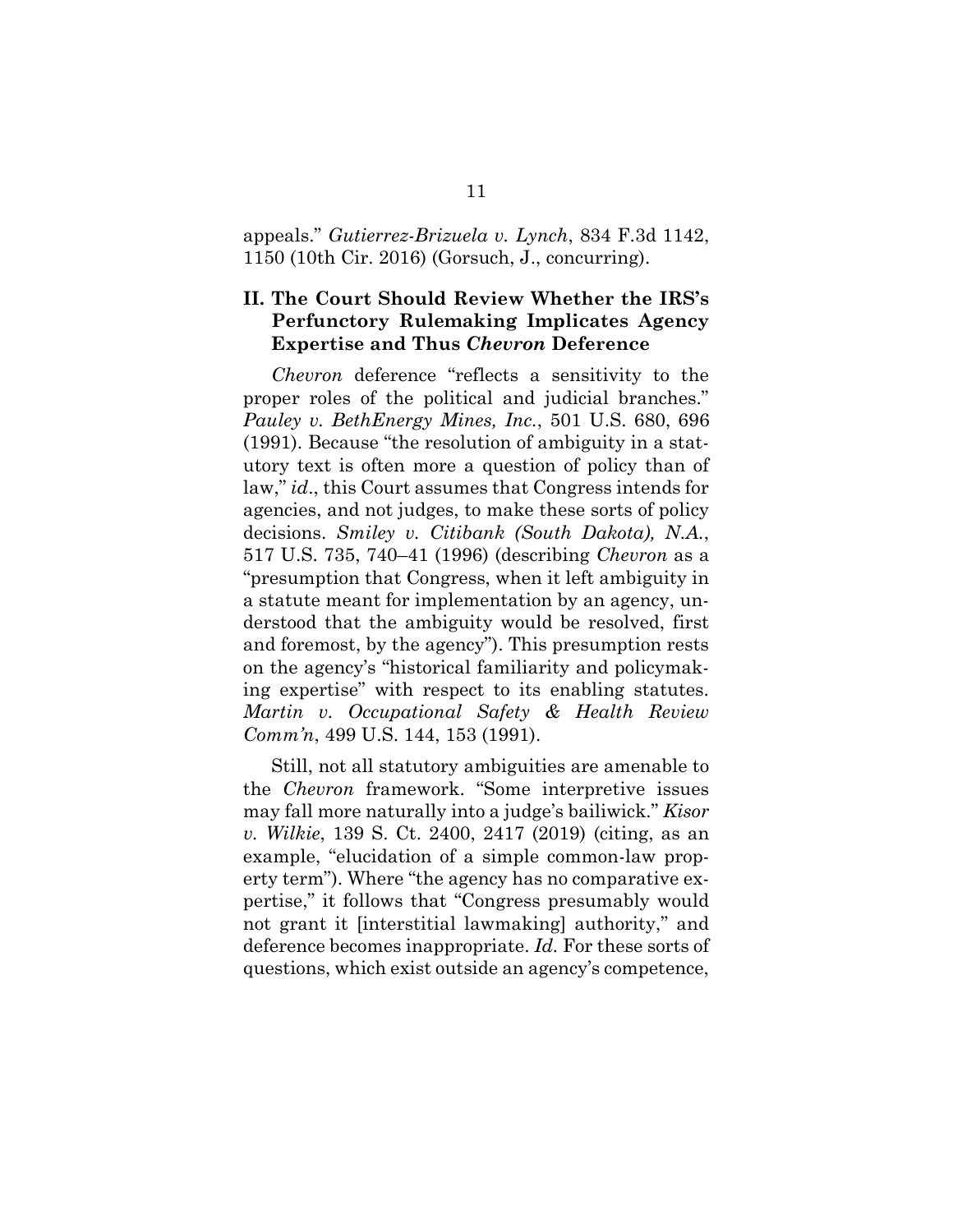appeals." *Gutierrez-Brizuela v. Lynch*, 834 F.3d 1142, 1150 (10th Cir. 2016) (Gorsuch, J., concurring).

## II. The Court Should Review Whether the IRS's Perfunctory Rulemaking Implicates Agency Expertise and Thus *Chevron* Deference

*Chevron* deference "reflects a sensitivity to the proper roles of the political and judicial branches." *Pauley v. BethEnergy Mines, Inc.*, 501 U.S. 680, 696 (1991). Because "the resolution of ambiguity in a statutory text is often more a question of policy than of law," *id*., this Court assumes that Congress intends for agencies, and not judges, to make these sorts of policy decisions. *Smiley v. Citibank (South Dakota), N.A.*, 517 U.S. 735, 740–41 (1996) (describing *Chevron* as a "presumption that Congress, when it left ambiguity in a statute meant for implementation by an agency, understood that the ambiguity would be resolved, first and foremost, by the agency"). This presumption rests on the agency's "historical familiarity and policymaking expertise" with respect to its enabling statutes. *Martin v. Occupational Safety & Health Review Comm'n*, 499 U.S. 144, 153 (1991).

Still, not all statutory ambiguities are amenable to the *Chevron* framework. "Some interpretive issues may fall more naturally into a judge's bailiwick." *Kisor v. Wilkie*, 139 S. Ct. 2400, 2417 (2019) (citing, as an example, "elucidation of a simple common-law property term"). Where "the agency has no comparative expertise," it follows that "Congress presumably would not grant it [interstitial lawmaking] authority," and deference becomes inappropriate. *Id.* For these sorts of questions, which exist outside an agency's competence,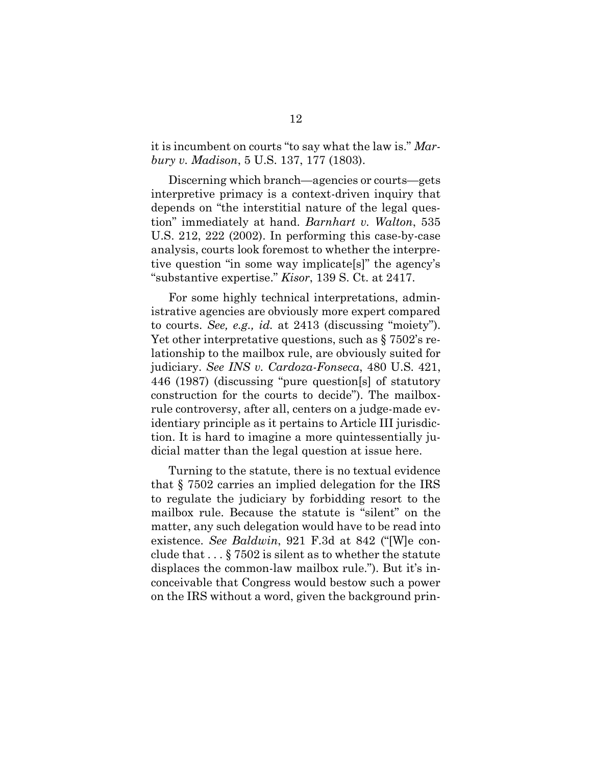it is incumbent on courts "to say what the law is." *Marbury v. Madison*, 5 U.S. 137, 177 (1803).

Discerning which branch—agencies or courts—gets interpretive primacy is a context-driven inquiry that depends on "the interstitial nature of the legal question" immediately at hand. *Barnhart v. Walton*, 535 U.S. 212, 222 (2002). In performing this case-by-case analysis, courts look foremost to whether the interpretive question "in some way implicate[s]" the agency's "substantive expertise." *Kisor*, 139 S. Ct. at 2417.

For some highly technical interpretations, administrative agencies are obviously more expert compared to courts. *See, e.g., id.* at 2413 (discussing "moiety"). Yet other interpretative questions, such as § 7502's relationship to the mailbox rule, are obviously suited for judiciary. *See INS v. Cardoza-Fonseca*, 480 U.S. 421, 446 (1987) (discussing "pure question[s] of statutory construction for the courts to decide"). The mailbox-rule controversy, after all, centers on a judge-made evidentiary principle as it pertains to Article III jurisdiction. It is hard to imagine a more quintessentially judicial matter than the legal question at issue here.

Turning to the statute, there is no textual evidence that § 7502 carries an implied delegation for the IRS to regulate the judiciary by forbidding resort to the mailbox rule. Because the statute is "silent" on the matter, any such delegation would have to be read into existence. *See Baldwin*, 921 F.3d at 842 ("[W]e conclude that . . . § 7502 is silent as to whether the statute displaces the common-law mailbox rule."). But it's inconceivable that Congress would bestow such a power on the IRS without a word, given the background prin-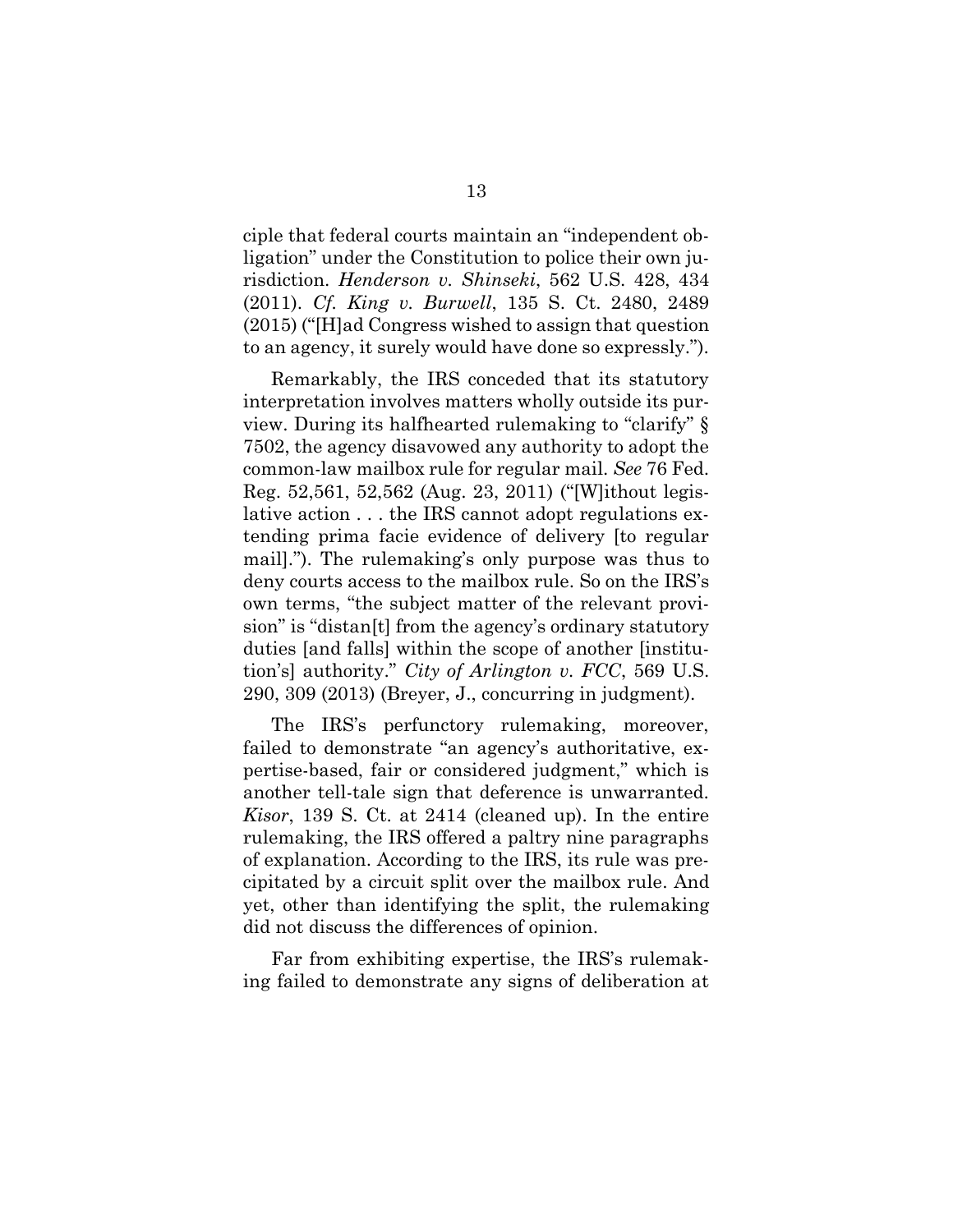ciple that federal courts maintain an "independent obligation" under the Constitution to police their own jurisdiction. *Henderson v. Shinseki*, 562 U.S. 428, 434 (2011). *Cf. King v. Burwell*, 135 S. Ct. 2480, 2489 (2015) ("[H]ad Congress wished to assign that question to an agency, it surely would have done so expressly.").

Remarkably, the IRS conceded that its statutory interpretation involves matters wholly outside its purview. During its halfhearted rulemaking to "clarify" § 7502, the agency disavowed any authority to adopt the common-law mailbox rule for regular mail. *See* 76 Fed. Reg. 52,561, 52,562 (Aug. 23, 2011) ("[W]ithout legislative action . . . the IRS cannot adopt regulations extending prima facie evidence of delivery [to regular mail]."). The rulemaking's only purpose was thus to deny courts access to the mailbox rule. So on the IRS's own terms, "the subject matter of the relevant provision" is "distan[t] from the agency's ordinary statutory duties [and falls] within the scope of another [institution's] authority." *City of Arlington v. FCC*, 569 U.S. 290, 309 (2013) (Breyer, J., concurring in judgment).

The IRS's perfunctory rulemaking, moreover, failed to demonstrate "an agency's authoritative, expertise-based, fair or considered judgment," which is another tell-tale sign that deference is unwarranted. *Kisor*, 139 S. Ct. at 2414 (cleaned up). In the entire rulemaking, the IRS offered a paltry nine paragraphs of explanation. According to the IRS, its rule was precipitated by a circuit split over the mailbox rule. And yet, other than identifying the split, the rulemaking did not discuss the differences of opinion.

Far from exhibiting expertise, the IRS's rulemaking failed to demonstrate any signs of deliberation at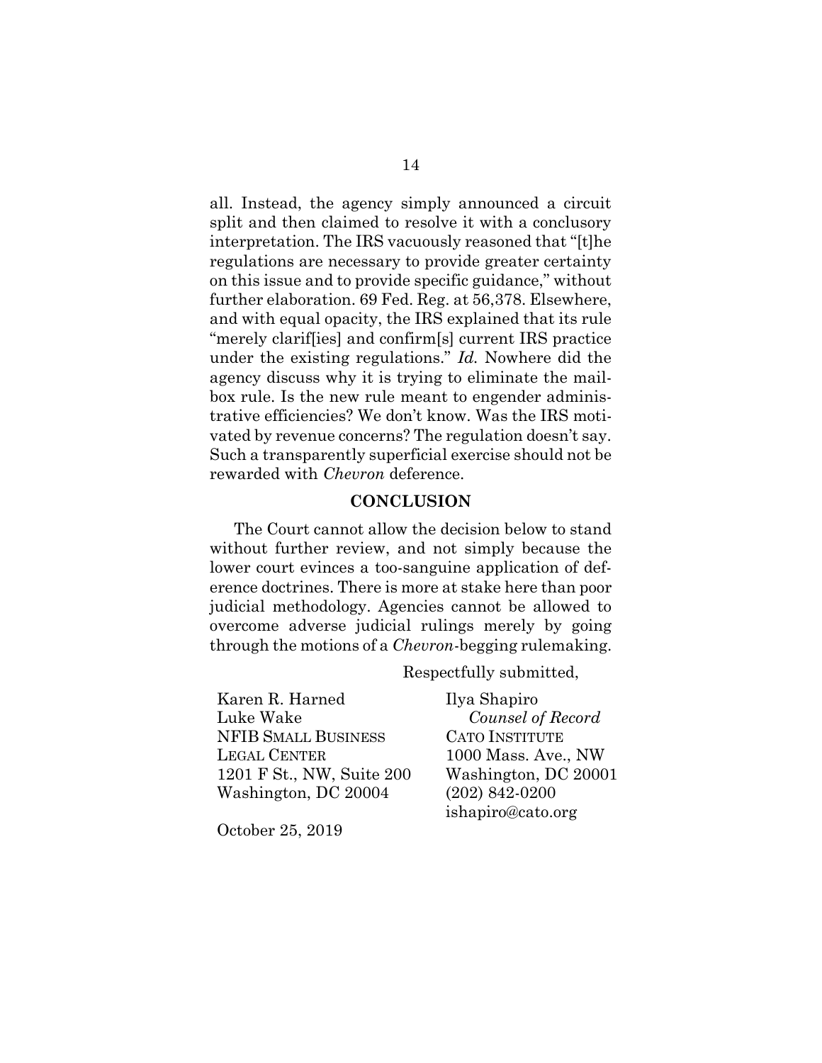all. Instead, the agency simply announced a circuit split and then claimed to resolve it with a conclusory interpretation. The IRS vacuously reasoned that "[t]he regulations are necessary to provide greater certainty on this issue and to provide specific guidance," without further elaboration. 69 Fed. Reg. at 56,378. Elsewhere, and with equal opacity, the IRS explained that its rule "merely clarif[ies] and confirm[s] current IRS practice under the existing regulations." *Id.* Nowhere did the agency discuss why it is trying to eliminate the mailbox rule. Is the new rule meant to engender administrative efficiencies? We don't know. Was the IRS motivated by revenue concerns? The regulation doesn't say. Such a transparently superficial exercise should not be rewarded with *Chevron* deference.

## CONCLUSION

The Court cannot allow the decision below to stand without further review, and not simply because the lower court evinces a too-sanguine application of deference doctrines. There is more at stake here than poor judicial methodology. Agencies cannot be allowed to overcome adverse judicial rulings merely by going through the motions of a *Chevron*-begging rulemaking.

Respectfully submitted,

Karen R. Harned
Luke Wake
NFIB Small Business Legal Center
1201 F St., NW, Suite 200
Washington, DC 20004

Ilya Shapiro
*Counsel of Record*
Cato Institute
1000 Mass. Ave., NW
Washington, DC 20001
(202) 842-0200
ishapiro@cato.org

October 25, 2019